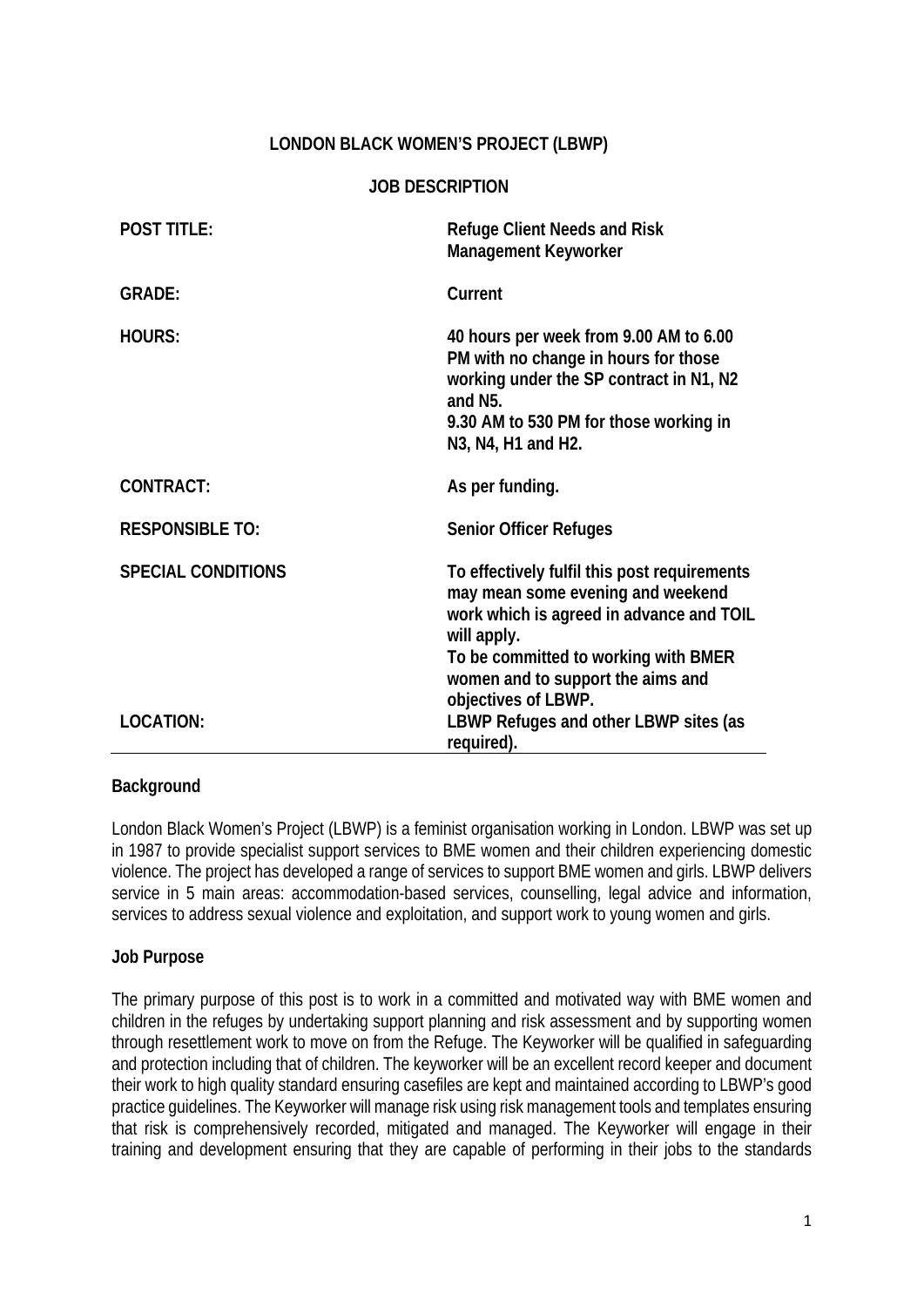**LONDON BLACK WOMEN'S PROJECT (LBWP)**

**JOB DESCRIPTION**

| | |
|---|---|
| **POST TITLE:** | **Refuge Client Needs and Risk Management Keyworker** |
| **GRADE:** | **Current** |
| **HOURS:** | **40 hours per week from 9.00 AM to 6.00 PM with no change in hours for those working under the SP contract in N1, N2 and N5.**<br>**9.30 AM to 530 PM for those working in N3, N4, H1 and H2.** |
| **CONTRACT:** | **As per funding.** |
| **RESPONSIBLE TO:** | **Senior Officer Refuges** |
| **SPECIAL CONDITIONS** | **To effectively fulfil this post requirements may mean some evening and weekend work which is agreed in advance and TOIL will apply.**<br>**To be committed to working with BMER women and to support the aims and objectives of LBWP.** |
| **LOCATION:** | **LBWP Refuges and other LBWP sites (as required).** |

**Background**

London Black Women's Project (LBWP) is a feminist organisation working in London. LBWP was set up in 1987 to provide specialist support services to BME women and their children experiencing domestic violence. The project has developed a range of services to support BME women and girls. LBWP delivers service in 5 main areas: accommodation-based services, counselling, legal advice and information, services to address sexual violence and exploitation, and support work to young women and girls.

**Job Purpose**

The primary purpose of this post is to work in a committed and motivated way with BME women and children in the refuges by undertaking support planning and risk assessment and by supporting women through resettlement work to move on from the Refuge. The Keyworker will be qualified in safeguarding and protection including that of children. The keyworker will be an excellent record keeper and document their work to high quality standard ensuring casefiles are kept and maintained according to LBWP's good practice guidelines. The Keyworker will manage risk using risk management tools and templates ensuring that risk is comprehensively recorded, mitigated and managed. The Keyworker will engage in their training and development ensuring that they are capable of performing in their jobs to the standards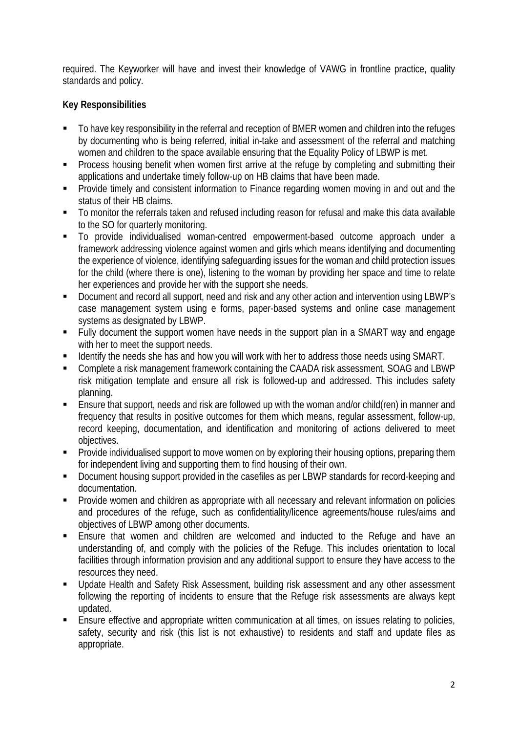required. The Keyworker will have and invest their knowledge of VAWG in frontline practice, quality standards and policy.

**Key Responsibilities**

- To have key responsibility in the referral and reception of BMER women and children into the refuges by documenting who is being referred, initial in-take and assessment of the referral and matching women and children to the space available ensuring that the Equality Policy of LBWP is met.
- Process housing benefit when women first arrive at the refuge by completing and submitting their applications and undertake timely follow-up on HB claims that have been made.
- Provide timely and consistent information to Finance regarding women moving in and out and the status of their HB claims.
- To monitor the referrals taken and refused including reason for refusal and make this data available to the SO for quarterly monitoring.
- To provide individualised woman-centred empowerment-based outcome approach under a framework addressing violence against women and girls which means identifying and documenting the experience of violence, identifying safeguarding issues for the woman and child protection issues for the child (where there is one), listening to the woman by providing her space and time to relate her experiences and provide her with the support she needs.
- Document and record all support, need and risk and any other action and intervention using LBWP's case management system using e forms, paper-based systems and online case management systems as designated by LBWP.
- Fully document the support women have needs in the support plan in a SMART way and engage with her to meet the support needs.
- Identify the needs she has and how you will work with her to address those needs using SMART.
- Complete a risk management framework containing the CAADA risk assessment, SOAG and LBWP risk mitigation template and ensure all risk is followed-up and addressed. This includes safety planning.
- Ensure that support, needs and risk are followed up with the woman and/or child(ren) in manner and frequency that results in positive outcomes for them which means, regular assessment, follow-up, record keeping, documentation, and identification and monitoring of actions delivered to meet objectives.
- Provide individualised support to move women on by exploring their housing options, preparing them for independent living and supporting them to find housing of their own.
- Document housing support provided in the casefiles as per LBWP standards for record-keeping and documentation.
- Provide women and children as appropriate with all necessary and relevant information on policies and procedures of the refuge, such as confidentiality/licence agreements/house rules/aims and objectives of LBWP among other documents.
- Ensure that women and children are welcomed and inducted to the Refuge and have an understanding of, and comply with the policies of the Refuge. This includes orientation to local facilities through information provision and any additional support to ensure they have access to the resources they need.
- Update Health and Safety Risk Assessment, building risk assessment and any other assessment following the reporting of incidents to ensure that the Refuge risk assessments are always kept updated.
- Ensure effective and appropriate written communication at all times, on issues relating to policies, safety, security and risk (this list is not exhaustive) to residents and staff and update files as appropriate.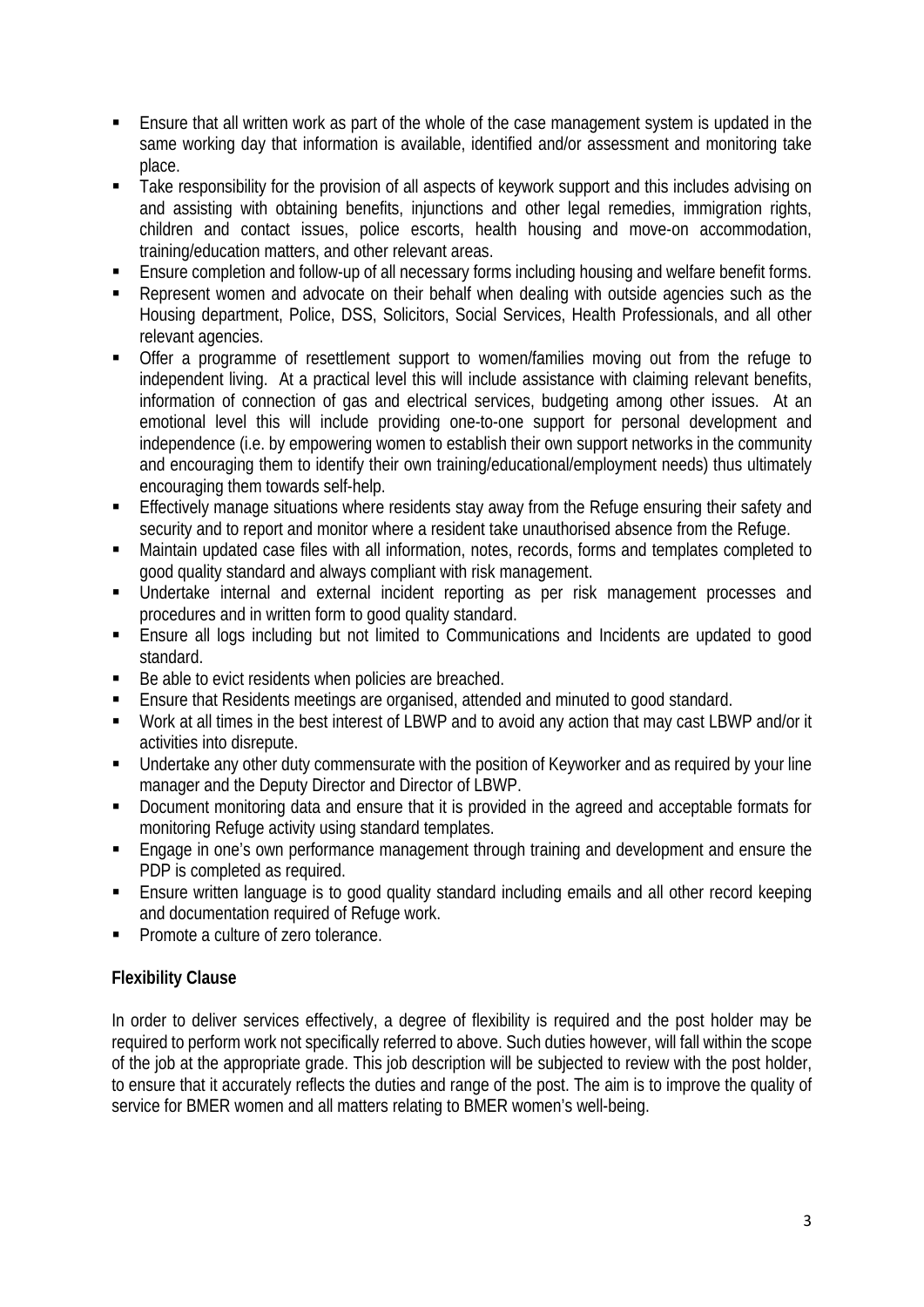- Ensure that all written work as part of the whole of the case management system is updated in the same working day that information is available, identified and/or assessment and monitoring take place.
- Take responsibility for the provision of all aspects of keywork support and this includes advising on and assisting with obtaining benefits, injunctions and other legal remedies, immigration rights, children and contact issues, police escorts, health housing and move-on accommodation, training/education matters, and other relevant areas.
- Ensure completion and follow-up of all necessary forms including housing and welfare benefit forms.
- Represent women and advocate on their behalf when dealing with outside agencies such as the Housing department, Police, DSS, Solicitors, Social Services, Health Professionals, and all other relevant agencies.
- Offer a programme of resettlement support to women/families moving out from the refuge to independent living. At a practical level this will include assistance with claiming relevant benefits, information of connection of gas and electrical services, budgeting among other issues. At an emotional level this will include providing one-to-one support for personal development and independence (i.e. by empowering women to establish their own support networks in the community and encouraging them to identify their own training/educational/employment needs) thus ultimately encouraging them towards self-help.
- Effectively manage situations where residents stay away from the Refuge ensuring their safety and security and to report and monitor where a resident take unauthorised absence from the Refuge.
- Maintain updated case files with all information, notes, records, forms and templates completed to good quality standard and always compliant with risk management.
- Undertake internal and external incident reporting as per risk management processes and procedures and in written form to good quality standard.
- Ensure all logs including but not limited to Communications and Incidents are updated to good standard.
- Be able to evict residents when policies are breached.
- Ensure that Residents meetings are organised, attended and minuted to good standard.
- Work at all times in the best interest of LBWP and to avoid any action that may cast LBWP and/or it activities into disrepute.
- Undertake any other duty commensurate with the position of Keyworker and as required by your line manager and the Deputy Director and Director of LBWP.
- Document monitoring data and ensure that it is provided in the agreed and acceptable formats for monitoring Refuge activity using standard templates.
- Engage in one's own performance management through training and development and ensure the PDP is completed as required.
- Ensure written language is to good quality standard including emails and all other record keeping and documentation required of Refuge work.
- Promote a culture of zero tolerance.

**Flexibility Clause**

In order to deliver services effectively, a degree of flexibility is required and the post holder may be required to perform work not specifically referred to above. Such duties however, will fall within the scope of the job at the appropriate grade. This job description will be subjected to review with the post holder, to ensure that it accurately reflects the duties and range of the post. The aim is to improve the quality of service for BMER women and all matters relating to BMER women's well-being.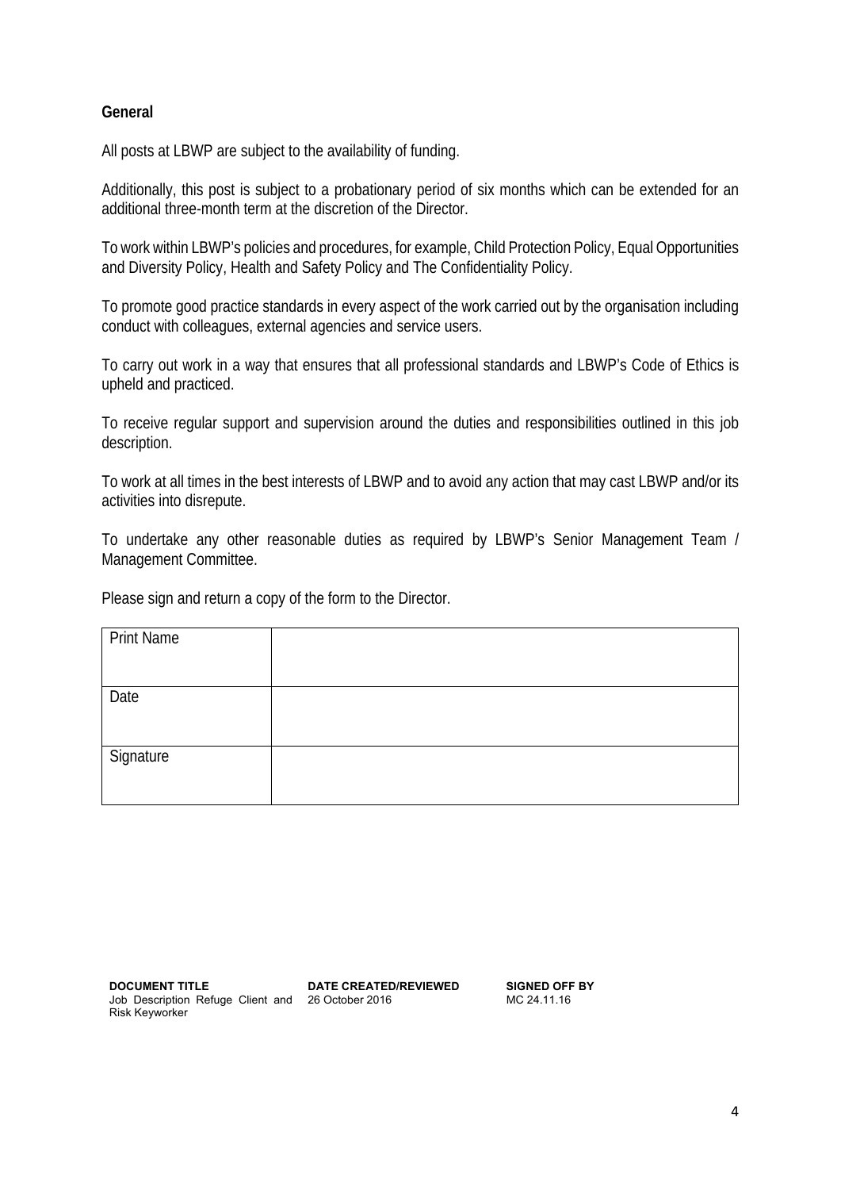**General**

All posts at LBWP are subject to the availability of funding.

Additionally, this post is subject to a probationary period of six months which can be extended for an additional three-month term at the discretion of the Director.

To work within LBWP's policies and procedures, for example, Child Protection Policy, Equal Opportunities and Diversity Policy, Health and Safety Policy and The Confidentiality Policy.

To promote good practice standards in every aspect of the work carried out by the organisation including conduct with colleagues, external agencies and service users.

To carry out work in a way that ensures that all professional standards and LBWP's Code of Ethics is upheld and practiced.

To receive regular support and supervision around the duties and responsibilities outlined in this job description.

To work at all times in the best interests of LBWP and to avoid any action that may cast LBWP and/or its activities into disrepute.

To undertake any other reasonable duties as required by LBWP's Senior Management Team / Management Committee.

Please sign and return a copy of the form to the Director.

| | |
|---|---|
| Print Name | |
| Date | |
| Signature | |

| DOCUMENT TITLE | DATE CREATED/REVIEWED | SIGNED OFF BY |
|---|---|---|
| Job Description Refuge Client and Risk Keyworker | 26 October 2016 | MC 24.11.16 |